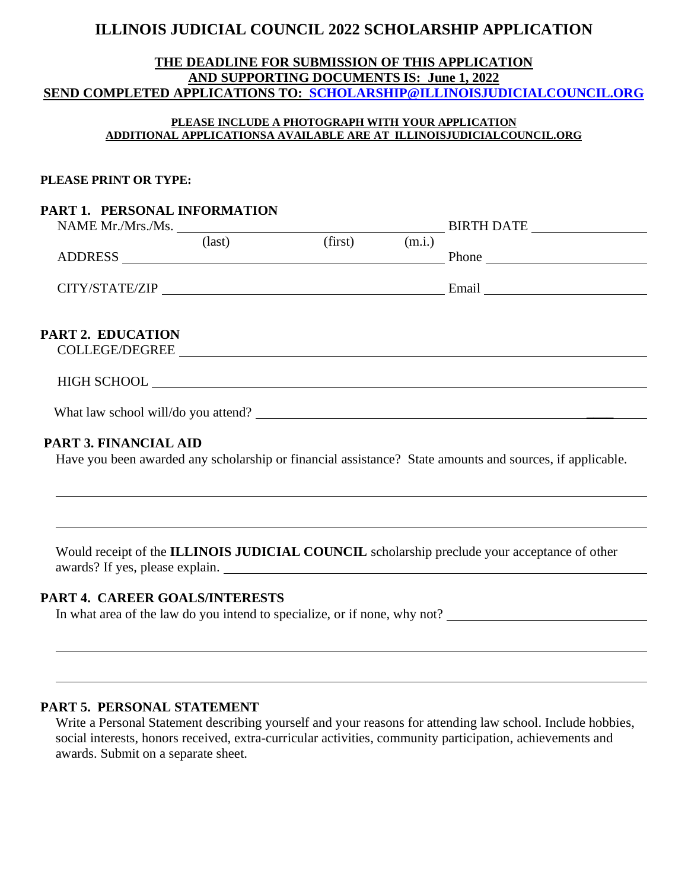# ILLINOIS JUDICIAL COUNCIL 2022 SCHOLARSHIP APPLICATION

**THE DEADLINE FOR SUBMISSION OF THIS APPLICATION**
**AND SUPPORTING DOCUMENTS IS: June 1, 2022**
**SEND COMPLETED APPLICATIONS TO: SCHOLARSHIP@ILLINOISJUDICIALCOUNCIL.ORG**

**PLEASE INCLUDE A PHOTOGRAPH WITH YOUR APPLICATION**
**ADDITIONAL APPLICATIONSA AVAILABLE ARE AT ILLINOISJUDICIALCOUNCIL.ORG**

**PLEASE PRINT OR TYPE:**

## PART 1. PERSONAL INFORMATION

NAME Mr./Mrs./Ms. ______________________________ BIRTH DATE ______________
(last) (first) (m.i.)

ADDRESS ______________________________ Phone ______________

CITY/STATE/ZIP ______________________________ Email ______________

## PART 2. EDUCATION

COLLEGE/DEGREE ______________________________

HIGH SCHOOL ______________________________

What law school will/do you attend? ______________________________

## PART 3. FINANCIAL AID

Have you been awarded any scholarship or financial assistance? State amounts and sources, if applicable.

______________________________

______________________________

Would receipt of the **ILLINOIS JUDICIAL COUNCIL** scholarship preclude your acceptance of other awards? If yes, please explain. ______________________________

## PART 4. CAREER GOALS/INTERESTS

In what area of the law do you intend to specialize, or if none, why not? ______________________________

______________________________

______________________________

## PART 5. PERSONAL STATEMENT

Write a Personal Statement describing yourself and your reasons for attending law school. Include hobbies, social interests, honors received, extra-curricular activities, community participation, achievements and awards. Submit on a separate sheet.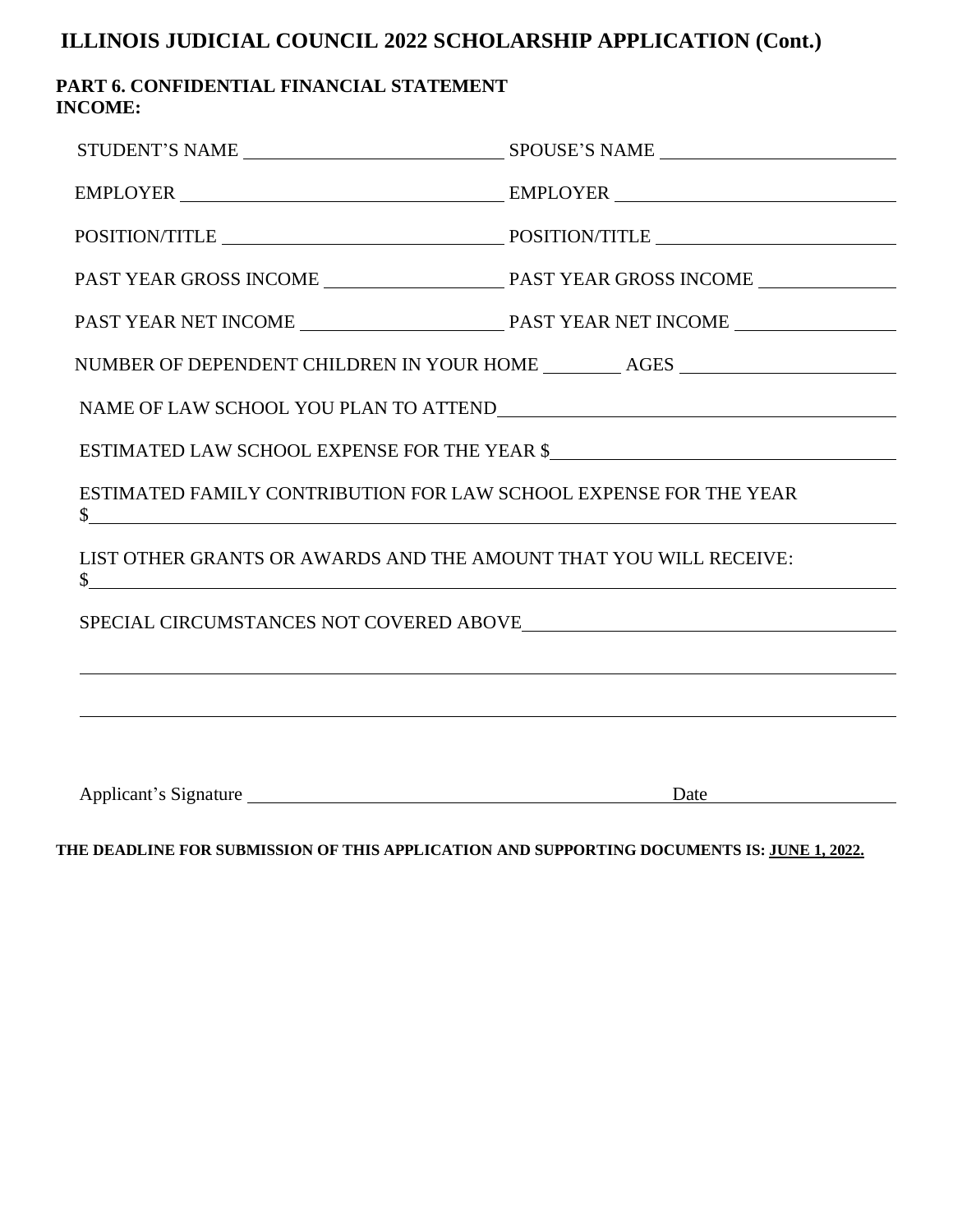# ILLINOIS JUDICIAL COUNCIL 2022 SCHOLARSHIP APPLICATION (Cont.)

**PART 6. CONFIDENTIAL FINANCIAL STATEMENT**
**INCOME:**

STUDENT'S NAME ____________________ SPOUSE'S NAME ____________________

EMPLOYER ____________________ EMPLOYER ____________________

POSITION/TITLE ____________________ POSITION/TITLE ____________________

PAST YEAR GROSS INCOME ____________________ PAST YEAR GROSS INCOME ____________________

PAST YEAR NET INCOME ____________________ PAST YEAR NET INCOME ____________________

NUMBER OF DEPENDENT CHILDREN IN YOUR HOME ________ AGES ____________________

NAME OF LAW SCHOOL YOU PLAN TO ATTEND ____________________

ESTIMATED LAW SCHOOL EXPENSE FOR THE YEAR $____________________

ESTIMATED FAMILY CONTRIBUTION FOR LAW SCHOOL EXPENSE FOR THE YEAR
$____________________

LIST OTHER GRANTS OR AWARDS AND THE AMOUNT THAT YOU WILL RECEIVE:
$____________________

SPECIAL CIRCUMSTANCES NOT COVERED ABOVE ____________________

____________________

____________________

Applicant's Signature ____________________ Date ____________________

**THE DEADLINE FOR SUBMISSION OF THIS APPLICATION AND SUPPORTING DOCUMENTS IS: JUNE 1, 2022.**